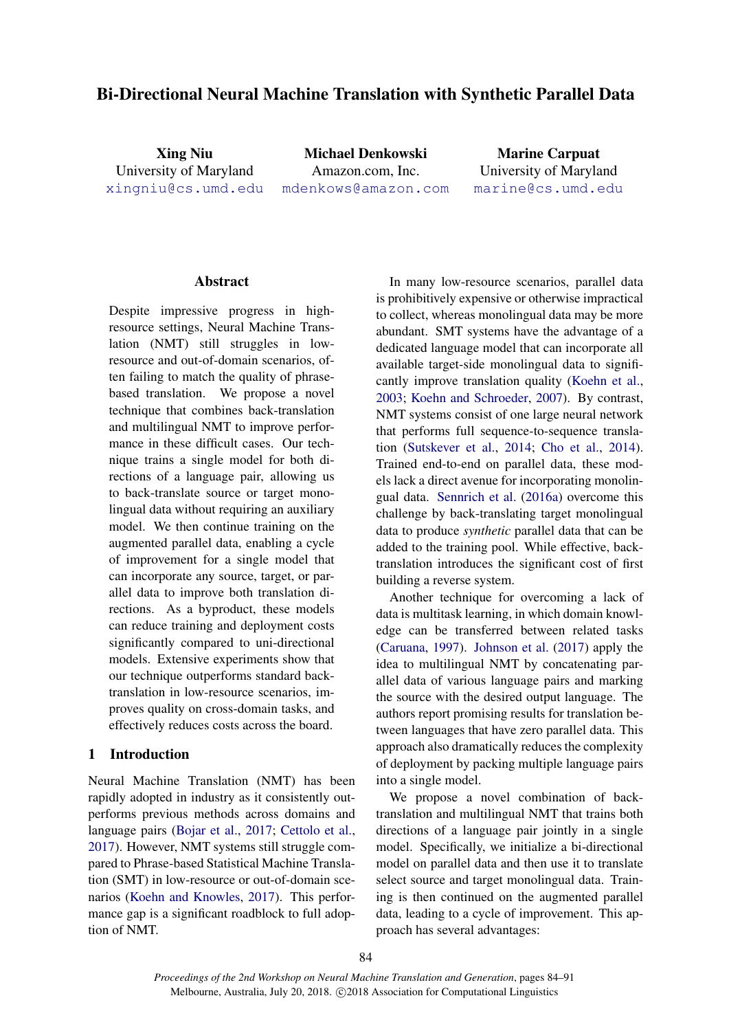# Bi-Directional Neural Machine Translation with Synthetic Parallel Data

**Xing Niu**
University of Maryland
xingniu@cs.umd.edu

**Michael Denkowski**
Amazon.com, Inc.
mdenkows@amazon.com

**Marine Carpuat**
University of Maryland
marine@cs.umd.edu

## Abstract

Despite impressive progress in high-resource settings, Neural Machine Translation (NMT) still struggles in low-resource and out-of-domain scenarios, often failing to match the quality of phrase-based translation. We propose a novel technique that combines back-translation and multilingual NMT to improve performance in these difficult cases. Our technique trains a single model for both directions of a language pair, allowing us to back-translate source or target monolingual data without requiring an auxiliary model. We then continue training on the augmented parallel data, enabling a cycle of improvement for a single model that can incorporate any source, target, or parallel data to improve both translation directions. As a byproduct, these models can reduce training and deployment costs significantly compared to uni-directional models. Extensive experiments show that our technique outperforms standard back-translation in low-resource scenarios, improves quality on cross-domain tasks, and effectively reduces costs across the board.

## 1 Introduction

Neural Machine Translation (NMT) has been rapidly adopted in industry as it consistently outperforms previous methods across domains and language pairs (Bojar et al., 2017; Cettolo et al., 2017). However, NMT systems still struggle compared to Phrase-based Statistical Machine Translation (SMT) in low-resource or out-of-domain scenarios (Koehn and Knowles, 2017). This performance gap is a significant roadblock to full adoption of NMT.

In many low-resource scenarios, parallel data is prohibitively expensive or otherwise impractical to collect, whereas monolingual data may be more abundant. SMT systems have the advantage of a dedicated language model that can incorporate all available target-side monolingual data to significantly improve translation quality (Koehn et al., 2003; Koehn and Schroeder, 2007). By contrast, NMT systems consist of one large neural network that performs full sequence-to-sequence translation (Sutskever et al., 2014; Cho et al., 2014). Trained end-to-end on parallel data, these models lack a direct avenue for incorporating monolingual data. Sennrich et al. (2016a) overcome this challenge by back-translating target monolingual data to produce *synthetic* parallel data that can be added to the training pool. While effective, back-translation introduces the significant cost of first building a reverse system.

Another technique for overcoming a lack of data is multitask learning, in which domain knowledge can be transferred between related tasks (Caruana, 1997). Johnson et al. (2017) apply the idea to multilingual NMT by concatenating parallel data of various language pairs and marking the source with the desired output language. The authors report promising results for translation between languages that have zero parallel data. This approach also dramatically reduces the complexity of deployment by packing multiple language pairs into a single model.

We propose a novel combination of back-translation and multilingual NMT that trains both directions of a language pair jointly in a single model. Specifically, we initialize a bi-directional model on parallel data and then use it to translate select source and target monolingual data. Training is then continued on the augmented parallel data, leading to a cycle of improvement. This approach has several advantages: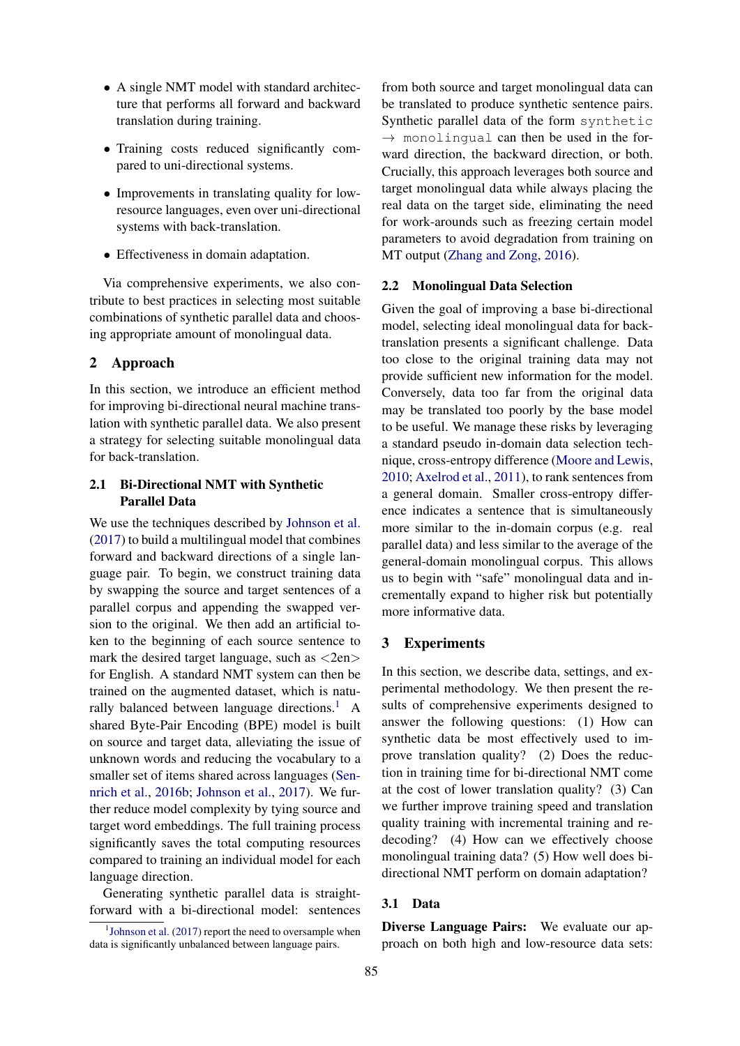- A single NMT model with standard architecture that performs all forward and backward translation during training.
- Training costs reduced significantly compared to uni-directional systems.
- Improvements in translating quality for low-resource languages, even over uni-directional systems with back-translation.
- Effectiveness in domain adaptation.

Via comprehensive experiments, we also contribute to best practices in selecting most suitable combinations of synthetic parallel data and choosing appropriate amount of monolingual data.

## 2 Approach

In this section, we introduce an efficient method for improving bi-directional neural machine translation with synthetic parallel data. We also present a strategy for selecting suitable monolingual data for back-translation.

### 2.1 Bi-Directional NMT with Synthetic Parallel Data

We use the techniques described by Johnson et al. (2017) to build a multilingual model that combines forward and backward directions of a single language pair. To begin, we construct training data by swapping the source and target sentences of a parallel corpus and appending the swapped version to the original. We then add an artificial token to the beginning of each source sentence to mark the desired target language, such as <2en> for English. A standard NMT system can then be trained on the augmented dataset, which is naturally balanced between language directions.[1] A shared Byte-Pair Encoding (BPE) model is built on source and target data, alleviating the issue of unknown words and reducing the vocabulary to a smaller set of items shared across languages (Sennrich et al., 2016b; Johnson et al., 2017). We further reduce model complexity by tying source and target word embeddings. The full training process significantly saves the total computing resources compared to training an individual model for each language direction.

Generating synthetic parallel data is straightforward with a bi-directional model: sentences from both source and target monolingual data can be translated to produce synthetic sentence pairs. Synthetic parallel data of the form `synthetic` → `monolingual` can then be used in the forward direction, the backward direction, or both. Crucially, this approach leverages both source and target monolingual data while always placing the real data on the target side, eliminating the need for work-arounds such as freezing certain model parameters to avoid degradation from training on MT output (Zhang and Zong, 2016).

[1] Johnson et al. (2017) report the need to oversample when data is significantly unbalanced between language pairs.

### 2.2 Monolingual Data Selection

Given the goal of improving a base bi-directional model, selecting ideal monolingual data for back-translation presents a significant challenge. Data too close to the original training data may not provide sufficient new information for the model. Conversely, data too far from the original data may be translated too poorly by the base model to be useful. We manage these risks by leveraging a standard pseudo in-domain data selection technique, cross-entropy difference (Moore and Lewis, 2010; Axelrod et al., 2011), to rank sentences from a general domain. Smaller cross-entropy difference indicates a sentence that is simultaneously more similar to the in-domain corpus (e.g. real parallel data) and less similar to the average of the general-domain monolingual corpus. This allows us to begin with "safe" monolingual data and incrementally expand to higher risk but potentially more informative data.

## 3 Experiments

In this section, we describe data, settings, and experimental methodology. We then present the results of comprehensive experiments designed to answer the following questions: (1) How can synthetic data be most effectively used to improve translation quality? (2) Does the reduction in training time for bi-directional NMT come at the cost of lower translation quality? (3) Can we further improve training speed and translation quality training with incremental training and re-decoding? (4) How can we effectively choose monolingual training data? (5) How well does bi-directional NMT perform on domain adaptation?

### 3.1 Data

**Diverse Language Pairs:** We evaluate our approach on both high and low-resource data sets: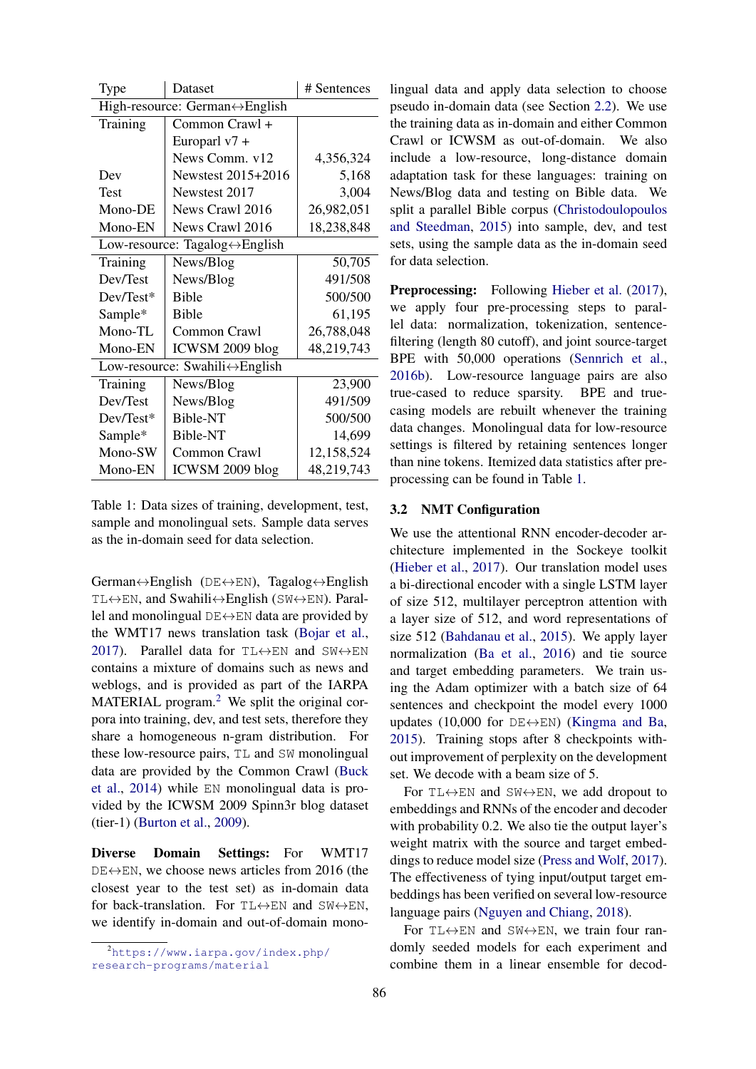| Type | Dataset | # Sentences |
|---|---|---|
| High-resource: German↔English | | |
| Training | Common Crawl + Europarl v7 + News Comm. v12 | 4,356,324 |
| Dev | Newstest 2015+2016 | 5,168 |
| Test | Newstest 2017 | 3,004 |
| Mono-DE | News Crawl 2016 | 26,982,051 |
| Mono-EN | News Crawl 2016 | 18,238,848 |
| Low-resource: Tagalog↔English | | |
| Training | News/Blog | 50,705 |
| Dev/Test | News/Blog | 491/508 |
| Dev/Test* | Bible | 500/500 |
| Sample* | Bible | 61,195 |
| Mono-TL | Common Crawl | 26,788,048 |
| Mono-EN | ICWSM 2009 blog | 48,219,743 |
| Low-resource: Swahili↔English | | |
| Training | News/Blog | 23,900 |
| Dev/Test | News/Blog | 491/509 |
| Dev/Test* | Bible-NT | 500/500 |
| Sample* | Bible-NT | 14,699 |
| Mono-SW | Common Crawl | 12,158,524 |
| Mono-EN | ICWSM 2009 blog | 48,219,743 |

Table 1: Data sizes of training, development, test, sample and monolingual sets. Sample data serves as the in-domain seed for data selection.

German↔English (DE↔EN), Tagalog↔English TL↔EN, and Swahili↔English (SW↔EN). Parallel and monolingual DE↔EN data are provided by the WMT17 news translation task (Bojar et al., 2017). Parallel data for TL↔EN and SW↔EN contains a mixture of domains such as news and weblogs, and is provided as part of the IARPA MATERIAL program.[2] We split the original corpora into training, dev, and test sets, therefore they share a homogeneous n-gram distribution. For these low-resource pairs, TL and SW monolingual data are provided by the Common Crawl (Buck et al., 2014) while EN monolingual data is provided by the ICWSM 2009 Spinn3r blog dataset (tier-1) (Burton et al., 2009).

**Diverse Domain Settings:** For WMT17 DE↔EN, we choose news articles from 2016 (the closest year to the test set) as in-domain data for back-translation. For TL↔EN and SW↔EN, we identify in-domain and out-of-domain monolingual data and apply data selection to choose pseudo in-domain data (see Section 2.2). We use the training data as in-domain and either Common Crawl or ICWSM as out-of-domain. We also include a low-resource, long-distance domain adaptation task for these languages: training on News/Blog data and testing on Bible data. We split a parallel Bible corpus (Christodouloupoulos and Steedman, 2015) into sample, dev, and test sets, using the sample data as the in-domain seed for data selection.

**Preprocessing:** Following Hieber et al. (2017), we apply four pre-processing steps to parallel data: normalization, tokenization, sentence-filtering (length 80 cutoff), and joint source-target BPE with 50,000 operations (Sennrich et al., 2016b). Low-resource language pairs are also true-cased to reduce sparsity. BPE and true-casing models are rebuilt whenever the training data changes. Monolingual data for low-resource settings is filtered by retaining sentences longer than nine tokens. Itemized data statistics after preprocessing can be found in Table 1.

### 3.2 NMT Configuration

We use the attentional RNN encoder-decoder architecture implemented in the Sockeye toolkit (Hieber et al., 2017). Our translation model uses a bi-directional encoder with a single LSTM layer of size 512, multilayer perceptron attention with a layer size of 512, and word representations of size 512 (Bahdanau et al., 2015). We apply layer normalization (Ba et al., 2016) and tie source and target embedding parameters. We train using the Adam optimizer with a batch size of 64 sentences and checkpoint the model every 1000 updates (10,000 for DE↔EN) (Kingma and Ba, 2015). Training stops after 8 checkpoints without improvement of perplexity on the development set. We decode with a beam size of 5.

For TL↔EN and SW↔EN, we add dropout to embeddings and RNNs of the encoder and decoder with probability 0.2. We also tie the output layer's weight matrix with the source and target embeddings to reduce model size (Press and Wolf, 2017). The effectiveness of tying input/output target embeddings has been verified on several low-resource language pairs (Nguyen and Chiang, 2018).

For TL↔EN and SW↔EN, we train four randomly seeded models for each experiment and combine them in a linear ensemble for decod-

[2] https://www.iarpa.gov/index.php/research-programs/material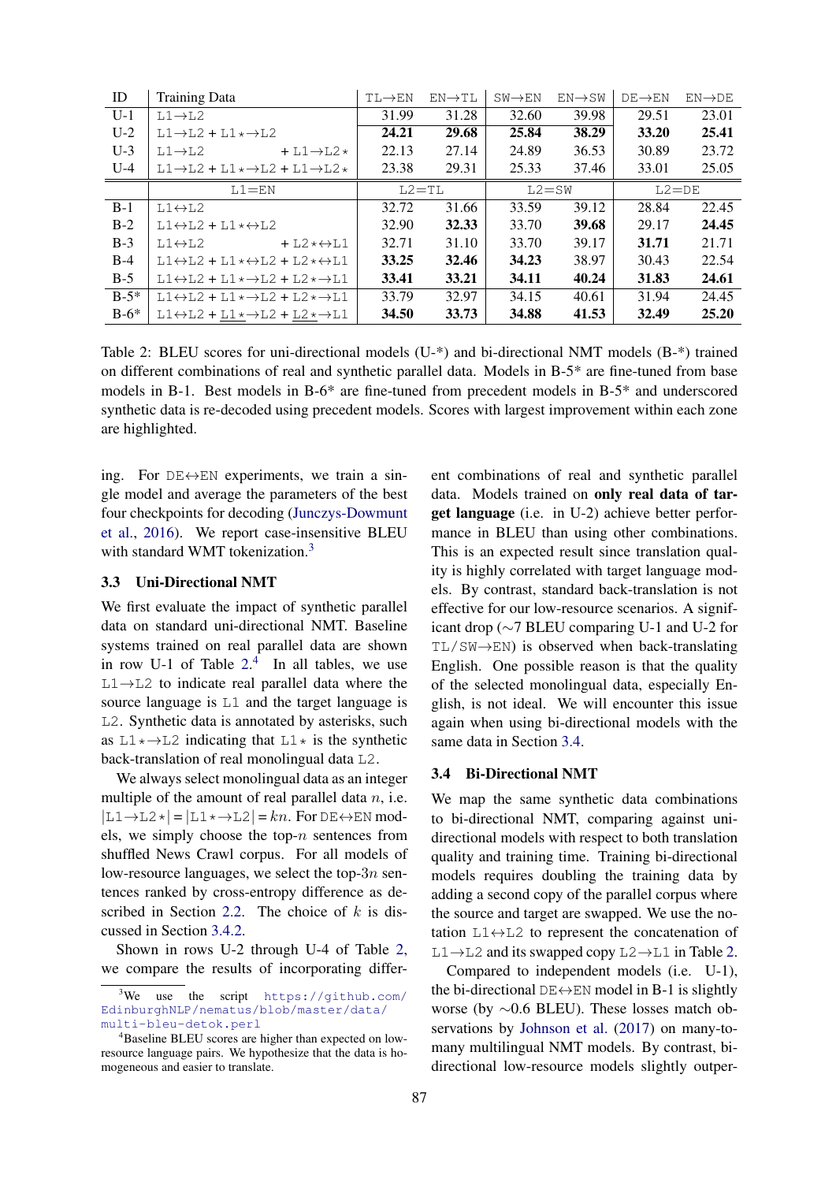| ID | Training Data | TL→EN | EN→TL | SW→EN | EN→SW | DE→EN | EN→DE |
|---|---|---|---|---|---|---|---|
| U-1 | L1→L2 | 31.99 | 31.28 | 32.60 | 39.98 | 29.51 | 23.01 |
| U-2 | L1→L2 + L1⋆→L2 | **24.21** | **29.68** | **25.84** | **38.29** | **33.20** | **25.41** |
| U-3 | L1→L2 + L1→L2⋆ | 22.13 | 27.14 | 24.89 | 36.53 | 30.89 | 23.72 |
| U-4 | L1→L2 + L1⋆→L2 + L1→L2⋆ | 23.38 | 29.31 | 25.33 | 37.46 | 33.01 | 25.05 |
| | L1=EN | L2=TL | | L2=SW | | L2=DE | |
| B-1 | L1↔L2 | 32.72 | 31.66 | 33.59 | 39.12 | 28.84 | 22.45 |
| B-2 | L1↔L2 + L1⋆↔L2 | 32.90 | **32.33** | 33.70 | **39.68** | 29.17 | **24.45** |
| B-3 | L1↔L2 + L2⋆↔L1 | 32.71 | 31.10 | 33.70 | 39.17 | **31.71** | 21.71 |
| B-4 | L1↔L2 + L1⋆↔L2 + L2⋆↔L1 | **33.25** | **32.46** | **34.23** | 38.97 | 30.43 | 22.54 |
| B-5 | L1↔L2 + L1⋆→L2 + L2⋆→L1 | **33.41** | **33.21** | **34.11** | **40.24** | **31.83** | **24.61** |
| B-5* | L1↔L2 + L1⋆→L2 + L2⋆→L1 | 33.79 | 32.97 | 34.15 | 40.61 | 31.94 | 24.45 |
| B-6* | L1↔L2 + <u>L1⋆</u>→L2 + <u>L2⋆</u>→L1 | **34.50** | **33.73** | **34.88** | **41.53** | **32.49** | **25.20** |

Table 2: BLEU scores for uni-directional models (U-*) and bi-directional NMT models (B-*) trained on different combinations of real and synthetic parallel data. Models in B-5* are fine-tuned from base models in B-1. Best models in B-6* are fine-tuned from precedent models in B-5* and underscored synthetic data is re-decoded using precedent models. Scores with largest improvement within each zone are highlighted.

ing. For DE↔EN experiments, we train a single model and average the parameters of the best four checkpoints for decoding (Junczys-Dowmunt et al., 2016). We report case-insensitive BLEU with standard WMT tokenization.[3]

### 3.3 Uni-Directional NMT

We first evaluate the impact of synthetic parallel data on standard uni-directional NMT. Baseline systems trained on real parallel data are shown in row U-1 of Table 2.[4] In all tables, we use L1→L2 to indicate real parallel data where the source language is L1 and the target language is L2. Synthetic data is annotated by asterisks, such as L1⋆→L2 indicating that L1⋆ is the synthetic back-translation of real monolingual data L2.

We always select monolingual data as an integer multiple of the amount of real parallel data $n$, i.e. $|$L1→L2⋆$|$ = $|$L1⋆→L2$|$ = $kn$. For DE↔EN models, we simply choose the top-$n$ sentences from shuffled News Crawl corpus. For all models of low-resource languages, we select the top-$3n$ sentences ranked by cross-entropy difference as described in Section 2.2. The choice of $k$ is discussed in Section 3.4.2.

Shown in rows U-2 through U-4 of Table 2, we compare the results of incorporating different combinations of real and synthetic parallel data. Models trained on **only real data of target language** (i.e. in U-2) achieve better performance in BLEU than using other combinations. This is an expected result since translation quality is highly correlated with target language models. By contrast, standard back-translation is not effective for our low-resource scenarios. A significant drop (∼7 BLEU comparing U-1 and U-2 for TL/SW→EN) is observed when back-translating English. One possible reason is that the quality of the selected monolingual data, especially English, is not ideal. We will encounter this issue again when using bi-directional models with the same data in Section 3.4.

### 3.4 Bi-Directional NMT

We map the same synthetic data combinations to bi-directional NMT, comparing against uni-directional models with respect to both translation quality and training time. Training bi-directional models requires doubling the training data by adding a second copy of the parallel corpus where the source and target are swapped. We use the notation L1↔L2 to represent the concatenation of L1→L2 and its swapped copy L2→L1 in Table 2.

Compared to independent models (i.e. U-1), the bi-directional DE↔EN model in B-1 is slightly worse (by ∼0.6 BLEU). These losses match observations by Johnson et al. (2017) on many-to-many multilingual NMT models. By contrast, bi-directional low-resource models slightly outper-

[3] We use the script https://github.com/EdinburghNLP/nematus/blob/master/data/multi-bleu-detok.perl

[4] Baseline BLEU scores are higher than expected on low-resource language pairs. We hypothesize that the data is homogeneous and easier to translate.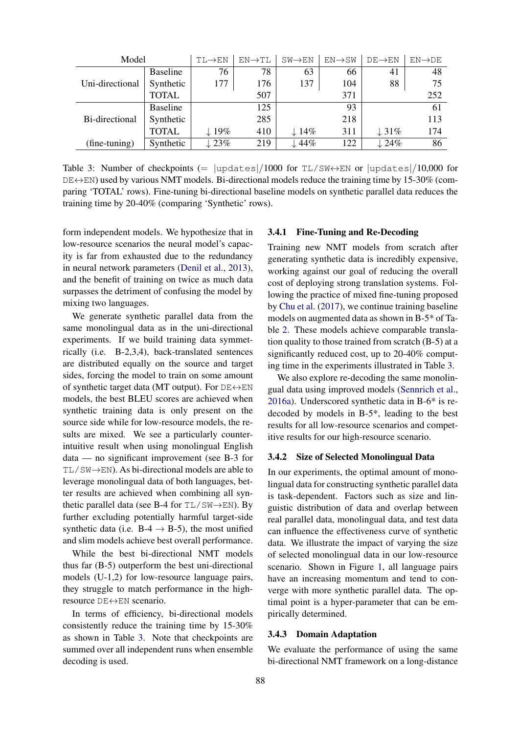| Model | | TL→EN | EN→TL | SW→EN | EN→SW | DE→EN | EN→DE |
|---|---|---|---|---|---|---|---|
| Uni-directional | Baseline | 76 | 78 | 63 | 66 | 41 | 48 |
| | Synthetic | 177 | 176 | 137 | 104 | 88 | 75 |
| | TOTAL | | 507 | | 371 | | 252 |
| Bi-directional | Baseline | | 125 | | 93 | | 61 |
| | Synthetic | | 285 | | 218 | | 113 |
| | TOTAL | ↓19% | 410 | ↓14% | 311 | ↓31% | 174 |
| (fine-tuning) | Synthetic | ↓23% | 219 | ↓44% | 122 | ↓24% | 86 |

Table 3: Number of checkpoints (= |updates|/1000 for TL/SW↔EN or |updates|/10,000 for DE↔EN) used by various NMT models. Bi-directional models reduce the training time by 15-30% (comparing 'TOTAL' rows). Fine-tuning bi-directional baseline models on synthetic parallel data reduces the training time by 20-40% (comparing 'Synthetic' rows).

form independent models. We hypothesize that in low-resource scenarios the neural model's capacity is far from exhausted due to the redundancy in neural network parameters (Denil et al., 2013), and the benefit of training on twice as much data surpasses the detriment of confusing the model by mixing two languages.

We generate synthetic parallel data from the same monolingual data as in the uni-directional experiments. If we build training data symmetrically (i.e. B-2,3,4), back-translated sentences are distributed equally on the source and target sides, forcing the model to train on some amount of synthetic target data (MT output). For DE↔EN models, the best BLEU scores are achieved when synthetic training data is only present on the source side while for low-resource models, the results are mixed. We see a particularly counter-intuitive result when using monolingual English data — no significant improvement (see B-3 for TL/SW→EN). As bi-directional models are able to leverage monolingual data of both languages, better results are achieved when combining all synthetic parallel data (see B-4 for TL/SW→EN). By further excluding potentially harmful target-side synthetic data (i.e. B-4 → B-5), the most unified and slim models achieve best overall performance.

While the best bi-directional NMT models thus far (B-5) outperform the best uni-directional models (U-1,2) for low-resource language pairs, they struggle to match performance in the high-resource DE↔EN scenario.

In terms of efficiency, bi-directional models consistently reduce the training time by 15-30% as shown in Table 3. Note that checkpoints are summed over all independent runs when ensemble decoding is used.

### 3.4.1 Fine-Tuning and Re-Decoding

Training new NMT models from scratch after generating synthetic data is incredibly expensive, working against our goal of reducing the overall cost of deploying strong translation systems. Following the practice of mixed fine-tuning proposed by Chu et al. (2017), we continue training baseline models on augmented data as shown in B-5* of Table 2. These models achieve comparable translation quality to those trained from scratch (B-5) at a significantly reduced cost, up to 20-40% computing time in the experiments illustrated in Table 3.

We also explore re-decoding the same monolingual data using improved models (Sennrich et al., 2016a). Underscored synthetic data in B-6* is re-decoded by models in B-5*, leading to the best results for all low-resource scenarios and competitive results for our high-resource scenario.

### 3.4.2 Size of Selected Monolingual Data

In our experiments, the optimal amount of monolingual data for constructing synthetic parallel data is task-dependent. Factors such as size and linguistic distribution of data and overlap between real parallel data, monolingual data, and test data can influence the effectiveness curve of synthetic data. We illustrate the impact of varying the size of selected monolingual data in our low-resource scenario. Shown in Figure 1, all language pairs have an increasing momentum and tend to converge with more synthetic parallel data. The optimal point is a hyper-parameter that can be empirically determined.

### 3.4.3 Domain Adaptation

We evaluate the performance of using the same bi-directional NMT framework on a long-distance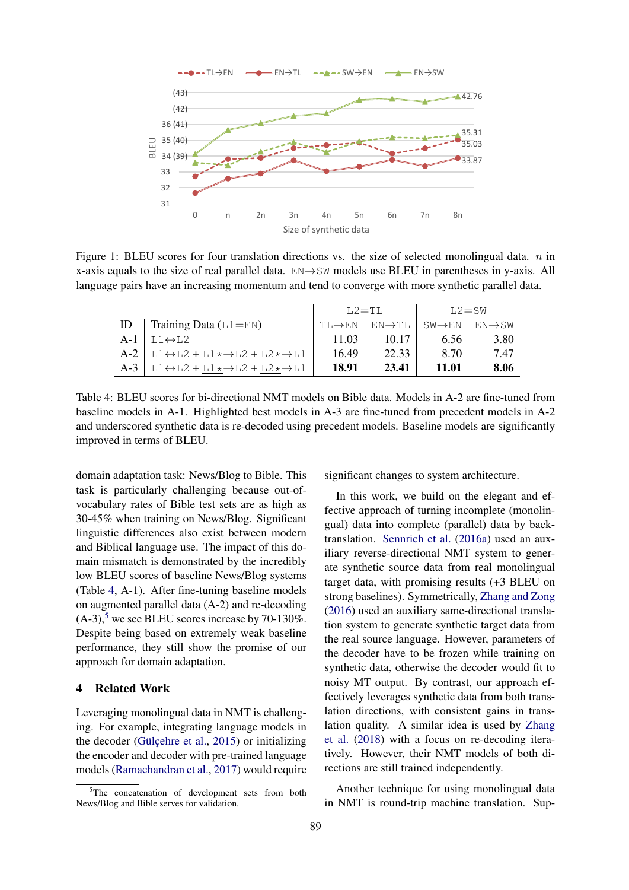Figure 1: BLEU scores for four translation directions vs. the size of selected monolingual data. $n$ in x-axis equals to the size of real parallel data. EN→SW models use BLEU in parentheses in y-axis. All language pairs have an increasing momentum and tend to converge with more synthetic parallel data.

| ID | Training Data (L1=EN) | L2=TL | | L2=SW | |
|---|---|---|---|---|---|
| | | TL→EN | EN→TL | SW→EN | EN→SW |
| A-1 | L1↔L2 | 11.03 | 10.17 | 6.56 | 3.80 |
| A-2 | L1↔L2 + L1⋆→L2 + L2⋆→L1 | 16.49 | 22.33 | 8.70 | 7.47 |
| A-3 | L1↔L2 + <u>L1⋆</u>→L2 + <u>L2⋆</u>→L1 | **18.91** | **23.41** | **11.01** | **8.06** |

Table 4: BLEU scores for bi-directional NMT models on Bible data. Models in A-2 are fine-tuned from baseline models in A-1. Highlighted best models in A-3 are fine-tuned from precedent models in A-2 and underscored synthetic data is re-decoded using precedent models. Baseline models are significantly improved in terms of BLEU.

domain adaptation task: News/Blog to Bible. This task is particularly challenging because out-of-vocabulary rates of Bible test sets are as high as 30-45% when training on News/Blog. Significant linguistic differences also exist between modern and Biblical language use. The impact of this domain mismatch is demonstrated by the incredibly low BLEU scores of baseline News/Blog systems (Table 4, A-1). After fine-tuning baseline models on augmented parallel data (A-2) and re-decoding (A-3),[5] we see BLEU scores increase by 70-130%. Despite being based on extremely weak baseline performance, they still show the promise of our approach for domain adaptation.

## 4 Related Work

Leveraging monolingual data in NMT is challenging. For example, integrating language models in the decoder (Gülçehre et al., 2015) or initializing the encoder and decoder with pre-trained language models (Ramachandran et al., 2017) would require significant changes to system architecture.

In this work, we build on the elegant and effective approach of turning incomplete (monolingual) data into complete (parallel) data by back-translation. Sennrich et al. (2016a) used an auxiliary reverse-directional NMT system to generate synthetic source data from real monolingual target data, with promising results (+3 BLEU on strong baselines). Symmetrically, Zhang and Zong (2016) used an auxiliary same-directional translation system to generate synthetic target data from the real source language. However, parameters of the decoder have to be frozen while training on synthetic data, otherwise the decoder would fit to noisy MT output. By contrast, our approach effectively leverages synthetic data from both translation directions, with consistent gains in translation quality. A similar idea is used by Zhang et al. (2018) with a focus on re-decoding iteratively. However, their NMT models of both directions are still trained independently.

Another technique for using monolingual data in NMT is round-trip machine translation. Sup-

[5] The concatenation of development sets from both News/Blog and Bible serves for validation.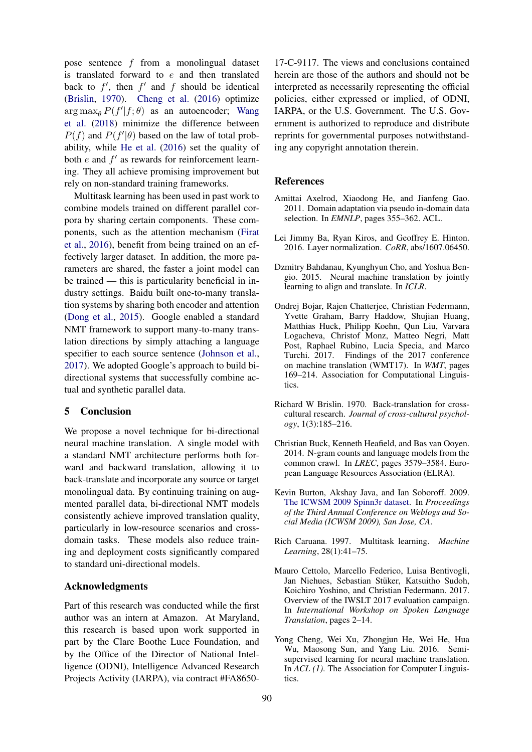pose sentence $f$ from a monolingual dataset is translated forward to $e$ and then translated back to $f'$, then $f'$ and $f$ should be identical (Brislin, 1970). Cheng et al. (2016) optimize $\arg\max_{\theta} P(f'|f;\theta)$ as an autoencoder; Wang et al. (2018) minimize the difference between $P(f)$ and $P(f'|\theta)$ based on the law of total probability, while He et al. (2016) set the quality of both $e$ and $f'$ as rewards for reinforcement learning. They all achieve promising improvement but rely on non-standard training frameworks.

Multitask learning has been used in past work to combine models trained on different parallel corpora by sharing certain components. These components, such as the attention mechanism (Firat et al., 2016), benefit from being trained on an effectively larger dataset. In addition, the more parameters are shared, the faster a joint model can be trained — this is particularity beneficial in industry settings. Baidu built one-to-many translation systems by sharing both encoder and attention (Dong et al., 2015). Google enabled a standard NMT framework to support many-to-many translation directions by simply attaching a language specifier to each source sentence (Johnson et al., 2017). We adopted Google's approach to build bi-directional systems that successfully combine actual and synthetic parallel data.

## 5 Conclusion

We propose a novel technique for bi-directional neural machine translation. A single model with a standard NMT architecture performs both forward and backward translation, allowing it to back-translate and incorporate any source or target monolingual data. By continuing training on augmented parallel data, bi-directional NMT models consistently achieve improved translation quality, particularly in low-resource scenarios and cross-domain tasks. These models also reduce training and deployment costs significantly compared to standard uni-directional models.

## Acknowledgments

Part of this research was conducted while the first author was an intern at Amazon. At Maryland, this research is based upon work supported in part by the Clare Boothe Luce Foundation, and by the Office of the Director of National Intelligence (ODNI), Intelligence Advanced Research Projects Activity (IARPA), via contract #FA8650-17-C-9117. The views and conclusions contained herein are those of the authors and should not be interpreted as necessarily representing the official policies, either expressed or implied, of ODNI, IARPA, or the U.S. Government. The U.S. Government is authorized to reproduce and distribute reprints for governmental purposes notwithstanding any copyright annotation therein.

## References

Amittai Axelrod, Xiaodong He, and Jianfeng Gao. 2011. Domain adaptation via pseudo in-domain data selection. In *EMNLP*, pages 355–362. ACL.

Lei Jimmy Ba, Ryan Kiros, and Geoffrey E. Hinton. 2016. Layer normalization. *CoRR*, abs/1607.06450.

Dzmitry Bahdanau, Kyunghyun Cho, and Yoshua Bengio. 2015. Neural machine translation by jointly learning to align and translate. In *ICLR*.

Ondrej Bojar, Rajen Chatterjee, Christian Federmann, Yvette Graham, Barry Haddow, Shujian Huang, Matthias Huck, Philipp Koehn, Qun Liu, Varvara Logacheva, Christof Monz, Matteo Negri, Matt Post, Raphael Rubino, Lucia Specia, and Marco Turchi. 2017. Findings of the 2017 conference on machine translation (WMT17). In *WMT*, pages 169–214. Association for Computational Linguistics.

Richard W Brislin. 1970. Back-translation for cross-cultural research. *Journal of cross-cultural psychology*, 1(3):185–216.

Christian Buck, Kenneth Heafield, and Bas van Ooyen. 2014. N-gram counts and language models from the common crawl. In *LREC*, pages 3579–3584. European Language Resources Association (ELRA).

Kevin Burton, Akshay Java, and Ian Soboroff. 2009. The ICWSM 2009 Spinn3r dataset. In *Proceedings of the Third Annual Conference on Weblogs and Social Media (ICWSM 2009), San Jose, CA*.

Rich Caruana. 1997. Multitask learning. *Machine Learning*, 28(1):41–75.

Mauro Cettolo, Marcello Federico, Luisa Bentivogli, Jan Niehues, Sebastian Stüker, Katsuitho Sudoh, Koichiro Yoshino, and Christian Federmann. 2017. Overview of the IWSLT 2017 evaluation campaign. In *International Workshop on Spoken Language Translation*, pages 2–14.

Yong Cheng, Wei Xu, Zhongjun He, Wei He, Hua Wu, Maosong Sun, and Yang Liu. 2016. Semi-supervised learning for neural machine translation. In *ACL (1)*. The Association for Computer Linguistics.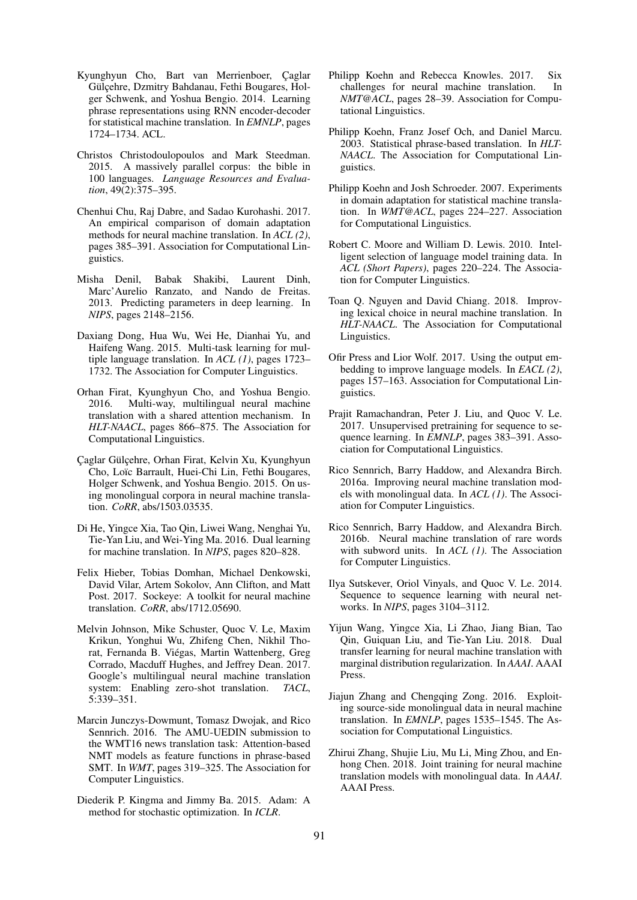Kyunghyun Cho, Bart van Merrienboer, Çaglar Gülçehre, Dzmitry Bahdanau, Fethi Bougares, Holger Schwenk, and Yoshua Bengio. 2014. Learning phrase representations using RNN encoder-decoder for statistical machine translation. In *EMNLP*, pages 1724–1734. ACL.

Christos Christodoulopoulos and Mark Steedman. 2015. A massively parallel corpus: the bible in 100 languages. *Language Resources and Evaluation*, 49(2):375–395.

Chenhui Chu, Raj Dabre, and Sadao Kurohashi. 2017. An empirical comparison of domain adaptation methods for neural machine translation. In *ACL (2)*, pages 385–391. Association for Computational Linguistics.

Misha Denil, Babak Shakibi, Laurent Dinh, Marc'Aurelio Ranzato, and Nando de Freitas. 2013. Predicting parameters in deep learning. In *NIPS*, pages 2148–2156.

Daxiang Dong, Hua Wu, Wei He, Dianhai Yu, and Haifeng Wang. 2015. Multi-task learning for multiple language translation. In *ACL (1)*, pages 1723–1732. The Association for Computer Linguistics.

Orhan Firat, Kyunghyun Cho, and Yoshua Bengio. 2016. Multi-way, multilingual neural machine translation with a shared attention mechanism. In *HLT-NAACL*, pages 866–875. The Association for Computational Linguistics.

Çaglar Gülçehre, Orhan Firat, Kelvin Xu, Kyunghyun Cho, Loïc Barrault, Huei-Chi Lin, Fethi Bougares, Holger Schwenk, and Yoshua Bengio. 2015. On using monolingual corpora in neural machine translation. *CoRR*, abs/1503.03535.

Di He, Yingce Xia, Tao Qin, Liwei Wang, Nenghai Yu, Tie-Yan Liu, and Wei-Ying Ma. 2016. Dual learning for machine translation. In *NIPS*, pages 820–828.

Felix Hieber, Tobias Domhan, Michael Denkowski, David Vilar, Artem Sokolov, Ann Clifton, and Matt Post. 2017. Sockeye: A toolkit for neural machine translation. *CoRR*, abs/1712.05690.

Melvin Johnson, Mike Schuster, Quoc V. Le, Maxim Krikun, Yonghui Wu, Zhifeng Chen, Nikhil Thorat, Fernanda B. Viégas, Martin Wattenberg, Greg Corrado, Macduff Hughes, and Jeffrey Dean. 2017. Google's multilingual neural machine translation system: Enabling zero-shot translation. *TACL*, 5:339–351.

Marcin Junczys-Dowmunt, Tomasz Dwojak, and Rico Sennrich. 2016. The AMU-UEDIN submission to the WMT16 news translation task: Attention-based NMT models as feature functions in phrase-based SMT. In *WMT*, pages 319–325. The Association for Computer Linguistics.

Diederik P. Kingma and Jimmy Ba. 2015. Adam: A method for stochastic optimization. In *ICLR*.

Philipp Koehn and Rebecca Knowles. 2017. Six challenges for neural machine translation. In *NMT@ACL*, pages 28–39. Association for Computational Linguistics.

Philipp Koehn, Franz Josef Och, and Daniel Marcu. 2003. Statistical phrase-based translation. In *HLT-NAACL*. The Association for Computational Linguistics.

Philipp Koehn and Josh Schroeder. 2007. Experiments in domain adaptation for statistical machine translation. In *WMT@ACL*, pages 224–227. Association for Computational Linguistics.

Robert C. Moore and William D. Lewis. 2010. Intelligent selection of language model training data. In *ACL (Short Papers)*, pages 220–224. The Association for Computer Linguistics.

Toan Q. Nguyen and David Chiang. 2018. Improving lexical choice in neural machine translation. In *HLT-NAACL*. The Association for Computational Linguistics.

Ofir Press and Lior Wolf. 2017. Using the output embedding to improve language models. In *EACL (2)*, pages 157–163. Association for Computational Linguistics.

Prajit Ramachandran, Peter J. Liu, and Quoc V. Le. 2017. Unsupervised pretraining for sequence to sequence learning. In *EMNLP*, pages 383–391. Association for Computational Linguistics.

Rico Sennrich, Barry Haddow, and Alexandra Birch. 2016a. Improving neural machine translation models with monolingual data. In *ACL (1)*. The Association for Computer Linguistics.

Rico Sennrich, Barry Haddow, and Alexandra Birch. 2016b. Neural machine translation of rare words with subword units. In *ACL (1)*. The Association for Computer Linguistics.

Ilya Sutskever, Oriol Vinyals, and Quoc V. Le. 2014. Sequence to sequence learning with neural networks. In *NIPS*, pages 3104–3112.

Yijun Wang, Yingce Xia, Li Zhao, Jiang Bian, Tao Qin, Guiquan Liu, and Tie-Yan Liu. 2018. Dual transfer learning for neural machine translation with marginal distribution regularization. In *AAAI*. AAAI Press.

Jiajun Zhang and Chengqing Zong. 2016. Exploiting source-side monolingual data in neural machine translation. In *EMNLP*, pages 1535–1545. The Association for Computational Linguistics.

Zhirui Zhang, Shujie Liu, Mu Li, Ming Zhou, and Enhong Chen. 2018. Joint training for neural machine translation models with monolingual data. In *AAAI*. AAAI Press.